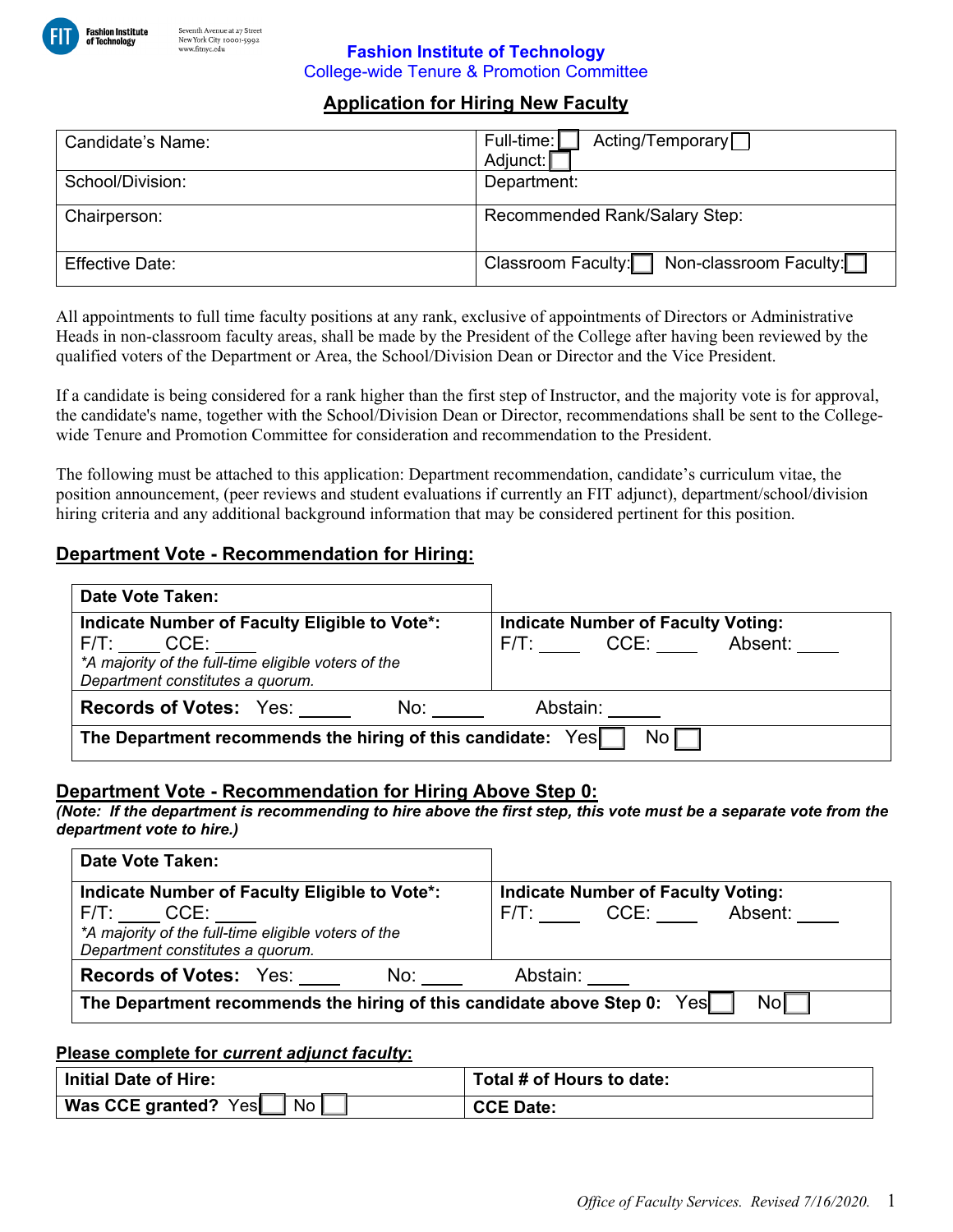Fashion Institute of Technology
Seventh Avenue at 27 Street
New York City 10001-5992
www.fitnyc.edu

# Fashion Institute of Technology

## College-wide Tenure & Promotion Committee

### Application for Hiring New Faculty

| Candidate's Name: | Full-time: ☐ Acting/Temporary ☐ Adjunct: ☐ |
|---|---|
| School/Division: | Department: |
| Chairperson: | Recommended Rank/Salary Step: |
| Effective Date: | Classroom Faculty: ☐ Non-classroom Faculty: ☐ |

All appointments to full time faculty positions at any rank, exclusive of appointments of Directors or Administrative Heads in non-classroom faculty areas, shall be made by the President of the College after having been reviewed by the qualified voters of the Department or Area, the School/Division Dean or Director and the Vice President.

If a candidate is being considered for a rank higher than the first step of Instructor, and the majority vote is for approval, the candidate's name, together with the School/Division Dean or Director, recommendations shall be sent to the College-wide Tenure and Promotion Committee for consideration and recommendation to the President.

The following must be attached to this application: Department recommendation, candidate's curriculum vitae, the position announcement, (peer reviews and student evaluations if currently an FIT adjunct), department/school/division hiring criteria and any additional background information that may be considered pertinent for this position.

### Department Vote - Recommendation for Hiring:

| **Date Vote Taken:** | |
|---|---|
| **Indicate Number of Faculty Eligible to Vote\*:** F/T: ____ CCE: ____ *\*A majority of the full-time eligible voters of the Department constitutes a quorum.* | **Indicate Number of Faculty Voting:** F/T: ____ CCE: ____ Absent: ____ |
| **Records of Votes:** Yes: _____ No: _____ Abstain: _____ | |
| **The Department recommends the hiring of this candidate:** Yes ☐ No ☐ | |

### Department Vote - Recommendation for Hiring Above Step 0:

***(Note: If the department is recommending to hire above the first step, this vote must be a separate vote from the department vote to hire.)***

| **Date Vote Taken:** | |
|---|---|
| **Indicate Number of Faculty Eligible to Vote\*:** F/T: ____ CCE: ____ *\*A majority of the full-time eligible voters of the Department constitutes a quorum.* | **Indicate Number of Faculty Voting:** F/T: ____ CCE: ____ Absent: ____ |
| **Records of Votes:** Yes: ____ No: ____ Abstain: ____ | |
| **The Department recommends the hiring of this candidate above Step 0:** Yes ☐ No ☐ | |

**Please complete for *current adjunct faculty*:**

| **Initial Date of Hire:** | **Total # of Hours to date:** |
|---|---|
| **Was CCE granted?** Yes ☐ No ☐ | **CCE Date:** |

*Office of Faculty Services. Revised 7/16/2020.*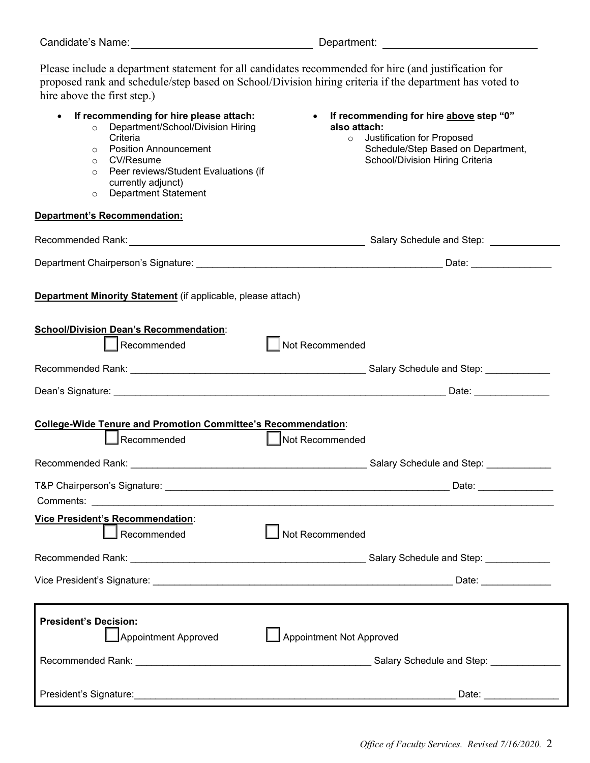Candidate's Name: ______________________________ Department: __________________________

Please include a department statement for all candidates recommended for hire (and justification for proposed rank and schedule/step based on School/Division hiring criteria if the department has voted to hire above the first step.)

- **If recommending for hire please attach:**
  - Department/School/Division Hiring Criteria
  - Position Announcement
  - CV/Resume
  - Peer reviews/Student Evaluations (if currently adjunct)
  - Department Statement
- **If recommending for hire above step "0" also attach:**
  - Justification for Proposed Schedule/Step Based on Department, School/Division Hiring Criteria

**Department's Recommendation:**

Recommended Rank: ____________________________________________ Salary Schedule and Step: ____________

Department Chairperson's Signature: _____________________________________________ Date: _______________

**Department Minority Statement** (if applicable, please attach)

**School/Division Dean's Recommendation**:

☐ Recommended ☐ Not Recommended

Recommended Rank: ____________________________________________ Salary Schedule and Step: ____________

Dean's Signature: ______________________________________________________________ Date: ______________

**College-Wide Tenure and Promotion Committee's Recommendation**:

☐ Recommended ☐ Not Recommended

Recommended Rank: ____________________________________________ Salary Schedule and Step: ____________

T&P Chairperson's Signature: ______________________________________________________ Date: ______________

Comments: ________________________________________________________________________________________

**Vice President's Recommendation**:

☐ Recommended ☐ Not Recommended

Recommended Rank: ____________________________________________ Salary Schedule and Step: ____________

Vice President's Signature: _________________________________________________________ Date: _____________

**President's Decision:**

☐ Appointment Approved ☐ Appointment Not Approved

Recommended Rank: ____________________________________________ Salary Schedule and Step: _____________

President's Signature: ______________________________________________________________ Date: ______________

*Office of Faculty Services. Revised 7/16/2020.*